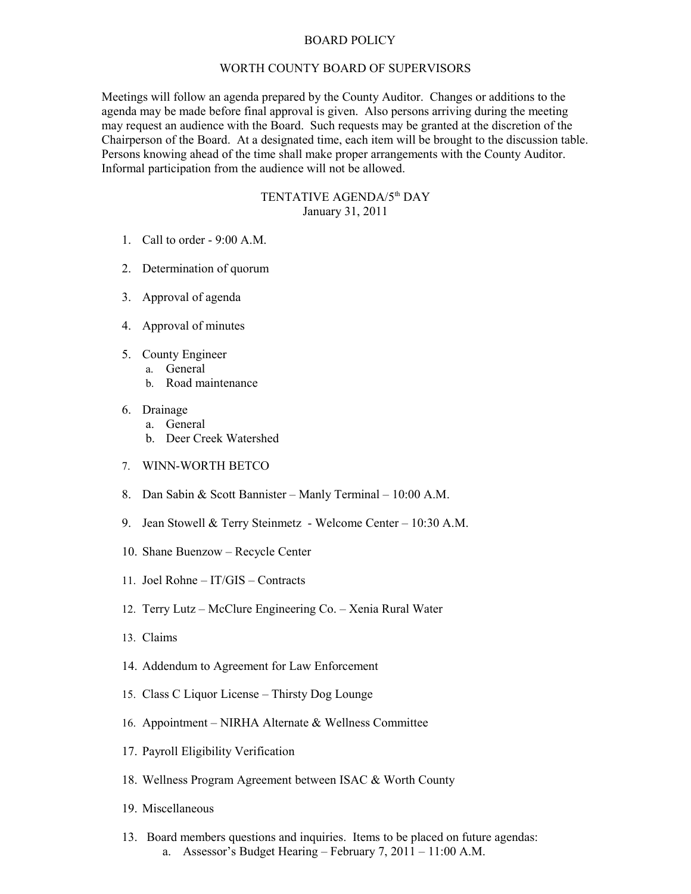# BOARD POLICY

## WORTH COUNTY BOARD OF SUPERVISORS

Meetings will follow an agenda prepared by the County Auditor. Changes or additions to the agenda may be made before final approval is given. Also persons arriving during the meeting may request an audience with the Board. Such requests may be granted at the discretion of the Chairperson of the Board. At a designated time, each item will be brought to the discussion table. Persons knowing ahead of the time shall make proper arrangements with the County Auditor. Informal participation from the audience will not be allowed.

### TENTATIVE AGENDA/5th DAY
January 31, 2011

1. Call to order - 9:00 A.M.
2. Determination of quorum
3. Approval of agenda
4. Approval of minutes
5. County Engineer
   a. General
   b. Road maintenance
6. Drainage
   a. General
   b. Deer Creek Watershed
7. WINN-WORTH BETCO
8. Dan Sabin & Scott Bannister – Manly Terminal – 10:00 A.M.
9. Jean Stowell & Terry Steinmetz - Welcome Center – 10:30 A.M.
10. Shane Buenzow – Recycle Center
11. Joel Rohne – IT/GIS – Contracts
12. Terry Lutz – McClure Engineering Co. – Xenia Rural Water
13. Claims
14. Addendum to Agreement for Law Enforcement
15. Class C Liquor License – Thirsty Dog Lounge
16. Appointment – NIRHA Alternate & Wellness Committee
17. Payroll Eligibility Verification
18. Wellness Program Agreement between ISAC & Worth County
19. Miscellaneous

13. Board members questions and inquiries. Items to be placed on future agendas:
    a. Assessor's Budget Hearing – February 7, 2011 – 11:00 A.M.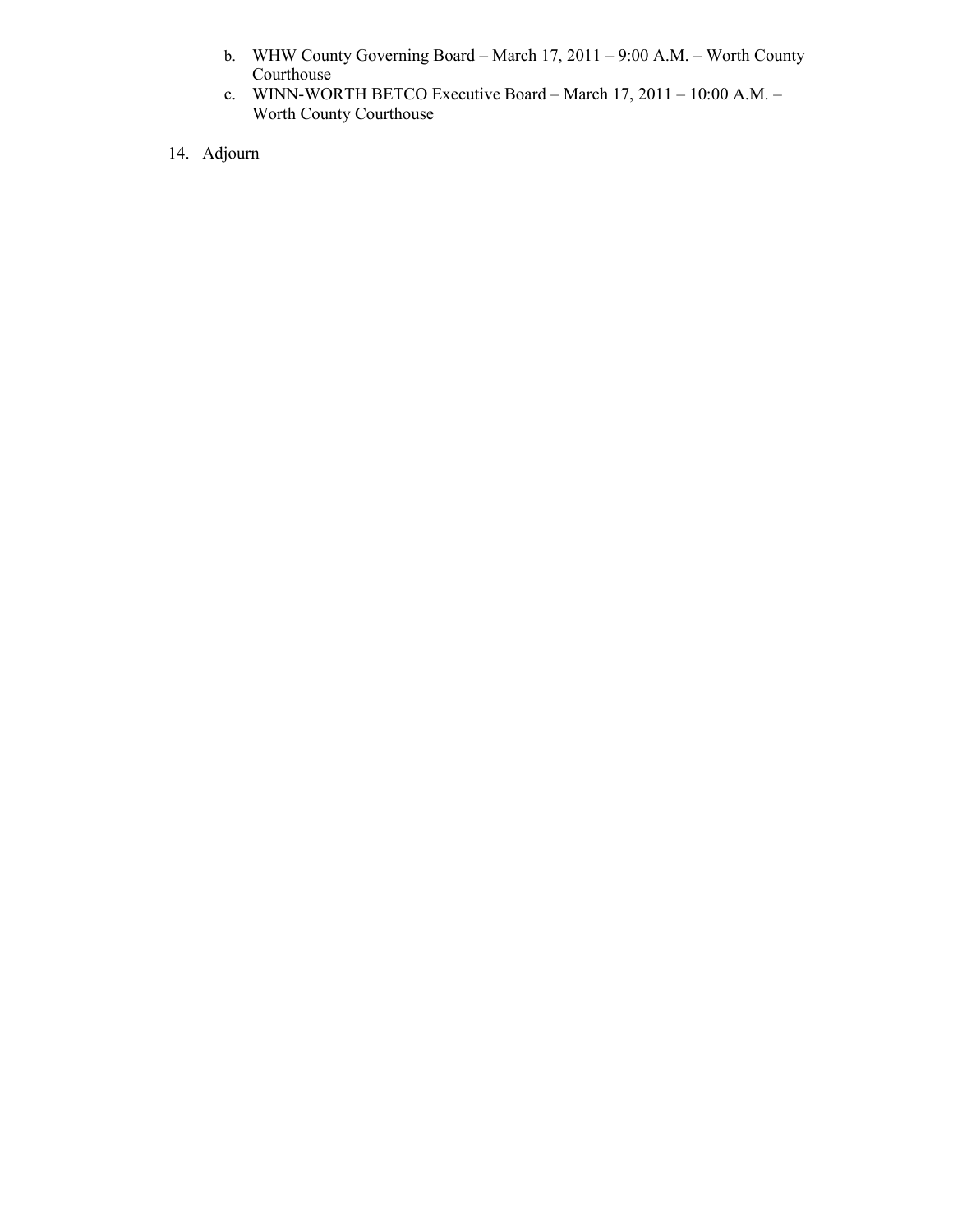b. WHW County Governing Board – March 17, 2011 – 9:00 A.M. – Worth County Courthouse
  c. WINN-WORTH BETCO Executive Board – March 17, 2011 – 10:00 A.M. – Worth County Courthouse

14. Adjourn